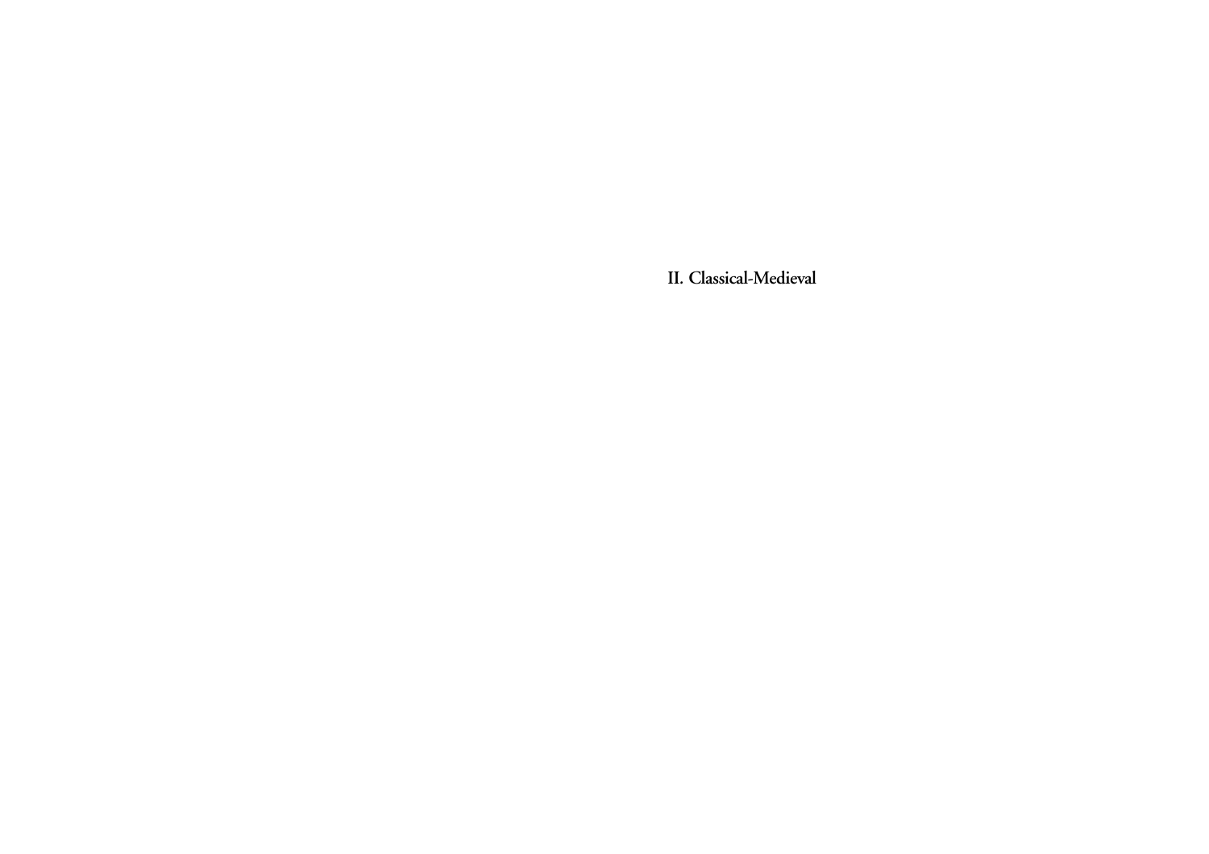# II. Classical-Medieval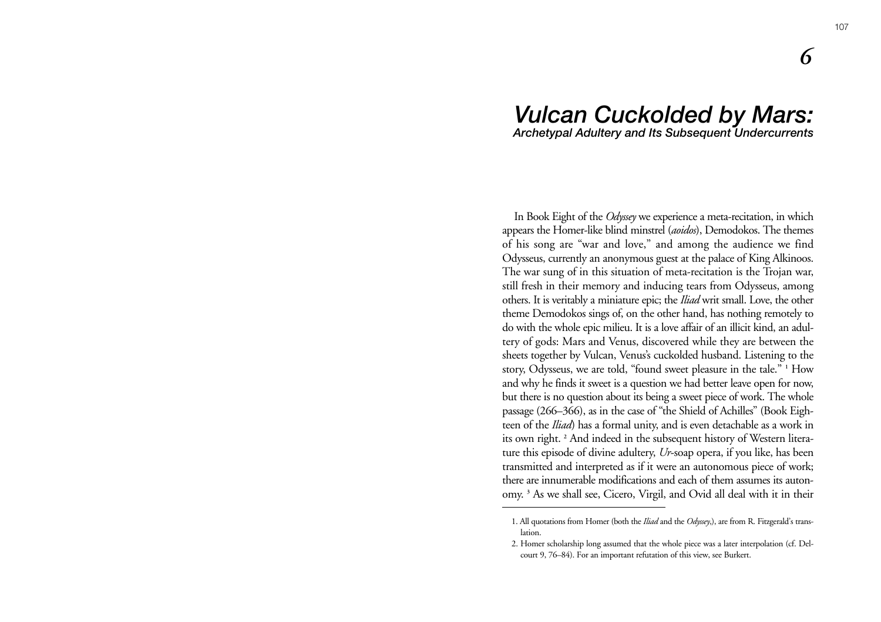# 6

# *Vulcan Cuckolded by Mars:*
## *Archetypal Adultery and Its Subsequent Undercurrents*

In Book Eight of the *Odyssey* we experience a meta-recitation, in which appears the Homer-like blind minstrel (*aoidos*), Demodokos. The themes of his song are "war and love," and among the audience we find Odysseus, currently an anonymous guest at the palace of King Alkinoos. The war sung of in this situation of meta-recitation is the Trojan war, still fresh in their memory and inducing tears from Odysseus, among others. It is veritably a miniature epic; the *Iliad* writ small. Love, the other theme Demodokos sings of, on the other hand, has nothing remotely to do with the whole epic milieu. It is a love affair of an illicit kind, an adultery of gods: Mars and Venus, discovered while they are between the sheets together by Vulcan, Venus's cuckolded husband. Listening to the story, Odysseus, we are told, "found sweet pleasure in the tale." [1] How and why he finds it sweet is a question we had better leave open for now, but there is no question about its being a sweet piece of work. The whole passage (266–366), as in the case of "the Shield of Achilles" (Book Eighteen of the *Iliad*) has a formal unity, and is even detachable as a work in its own right. [2] And indeed in the subsequent history of Western literature this episode of divine adultery, *Ur*-soap opera, if you like, has been transmitted and interpreted as if it were an autonomous piece of work; there are innumerable modifications and each of them assumes its autonomy. [3] As we shall see, Cicero, Virgil, and Ovid all deal with it in their

---

1. All quotations from Homer (both the *Iliad* and the *Odyssey*,), are from R. Fitzgerald's translation.

2. Homer scholarship long assumed that the whole piece was a later interpolation (cf. Delcourt 9, 76–84). For an important refutation of this view, see Burkert.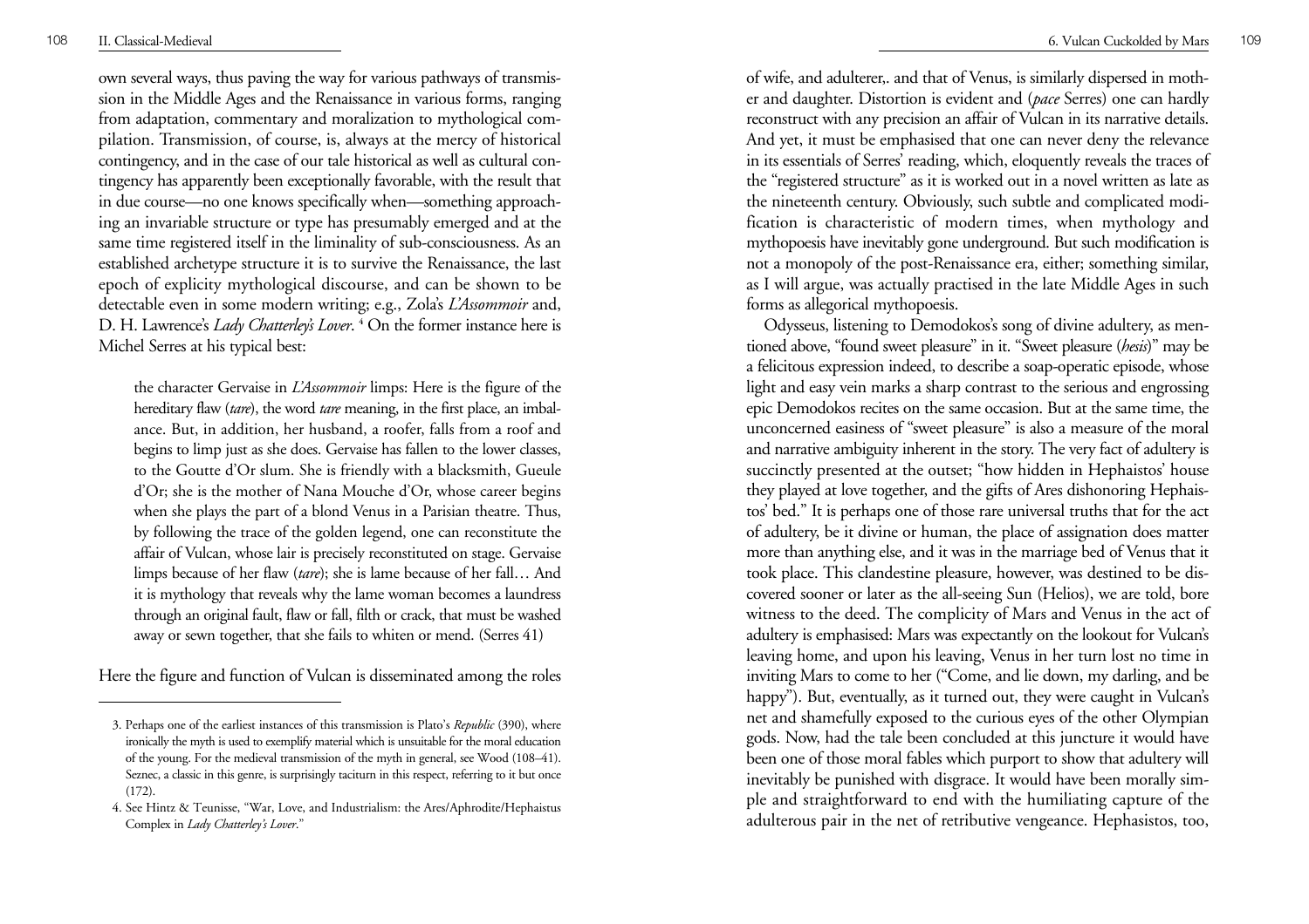own several ways, thus paving the way for various pathways of transmission in the Middle Ages and the Renaissance in various forms, ranging from adaptation, commentary and moralization to mythological compilation. Transmission, of course, is, always at the mercy of historical contingency, and in the case of our tale historical as well as cultural contingency has apparently been exceptionally favorable, with the result that in due course—no one knows specifically when—something approaching an invariable structure or type has presumably emerged and at the same time registered itself in the liminality of sub-consciousness. As an established archetype structure it is to survive the Renaissance, the last epoch of explicity mythological discourse, and can be shown to be detectable even in some modern writing; e.g., Zola's *L'Assommoir* and, D. H. Lawrence's *Lady Chatterley's Lover*. [4] On the former instance here is Michel Serres at his typical best:

> the character Gervaise in *L'Assommoir* limps: Here is the figure of the hereditary flaw (*tare*), the word *tare* meaning, in the first place, an imbalance. But, in addition, her husband, a roofer, falls from a roof and begins to limp just as she does. Gervaise has fallen to the lower classes, to the Goutte d'Or slum. She is friendly with a blacksmith, Gueule d'Or; she is the mother of Nana Mouche d'Or, whose career begins when she plays the part of a blond Venus in a Parisian theatre. Thus, by following the trace of the golden legend, one can reconstitute the affair of Vulcan, whose lair is precisely reconstituted on stage. Gervaise limps because of her flaw (*tare*); she is lame because of her fall… And it is mythology that reveals why the lame woman becomes a laundress through an original fault, flaw or fall, filth or crack, that must be washed away or sewn together, that she fails to whiten or mend. (Serres 41)

Here the figure and function of Vulcan is disseminated among the roles of wife, and adulterer,. and that of Venus, is similarly dispersed in mother and daughter. Distortion is evident and (*pace* Serres) one can hardly reconstruct with any precision an affair of Vulcan in its narrative details. And yet, it must be emphasised that one can never deny the relevance in its essentials of Serres' reading, which, eloquently reveals the traces of the "registered structure" as it is worked out in a novel written as late as the nineteenth century. Obviously, such subtle and complicated modification is characteristic of modern times, when mythology and mythopoesis have inevitably gone underground. But such modification is not a monopoly of the post-Renaissance era, either; something similar, as I will argue, was actually practised in the late Middle Ages in such forms as allegorical mythopoesis.

Odysseus, listening to Demodokos's song of divine adultery, as mentioned above, "found sweet pleasure" in it. "Sweet pleasure (*hesis*)" may be a felicitous expression indeed, to describe a soap-operatic episode, whose light and easy vein marks a sharp contrast to the serious and engrossing epic Demodokos recites on the same occasion. But at the same time, the unconcerned easiness of "sweet pleasure" is also a measure of the moral and narrative ambiguity inherent in the story. The very fact of adultery is succinctly presented at the outset; "how hidden in Hephaistos' house they played at love together, and the gifts of Ares dishonoring Hephaistos' bed." It is perhaps one of those rare universal truths that for the act of adultery, be it divine or human, the place of assignation does matter more than anything else, and it was in the marriage bed of Venus that it took place. This clandestine pleasure, however, was destined to be discovered sooner or later as the all-seeing Sun (Helios), we are told, bore witness to the deed. The complicity of Mars and Venus in the act of adultery is emphasised: Mars was expectantly on the lookout for Vulcan's leaving home, and upon his leaving, Venus in her turn lost no time in inviting Mars to come to her ("Come, and lie down, my darling, and be happy"). But, eventually, as it turned out, they were caught in Vulcan's net and shamefully exposed to the curious eyes of the other Olympian gods. Now, had the tale been concluded at this juncture it would have been one of those moral fables which purport to show that adultery will inevitably be punished with disgrace. It would have been morally simple and straightforward to end with the humiliating capture of the adulterous pair in the net of retributive vengeance. Hephasistos, too,

---

3. Perhaps one of the earliest instances of this transmission is Plato's *Republic* (390), where ironically the myth is used to exemplify material which is unsuitable for the moral education of the young. For the medieval transmission of the myth in general, see Wood (108–41). Seznec, a classic in this genre, is surprisingly taciturn in this respect, referring to it but once (172).

4. See Hintz & Teunisse, "War, Love, and Industrialism: the Ares/Aphrodite/Hephaistus Complex in *Lady Chatterley's Lover*."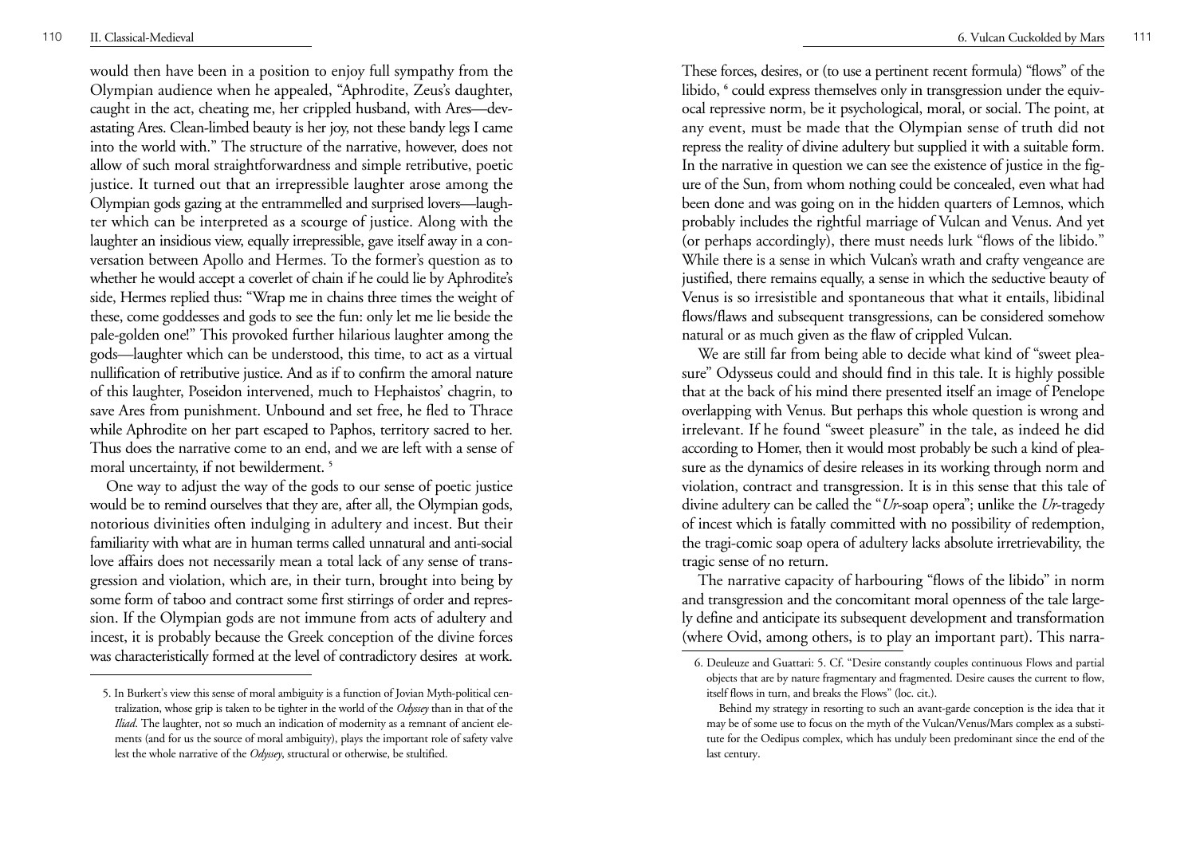would then have been in a position to enjoy full sympathy from the Olympian audience when he appealed, "Aphrodite, Zeus's daughter, caught in the act, cheating me, her crippled husband, with Ares—devastating Ares. Clean-limbed beauty is her joy, not these bandy legs I came into the world with." The structure of the narrative, however, does not allow of such moral straightforwardness and simple retributive, poetic justice. It turned out that an irrepressible laughter arose among the Olympian gods gazing at the entrammelled and surprised lovers—laughter which can be interpreted as a scourge of justice. Along with the laughter an insidious view, equally irrepressible, gave itself away in a conversation between Apollo and Hermes. To the former's question as to whether he would accept a coverlet of chain if he could lie by Aphrodite's side, Hermes replied thus: "Wrap me in chains three times the weight of these, come goddesses and gods to see the fun: only let me lie beside the pale-golden one!" This provoked further hilarious laughter among the gods—laughter which can be understood, this time, to act as a virtual nullification of retributive justice. And as if to confirm the amoral nature of this laughter, Poseidon intervened, much to Hephaistos' chagrin, to save Ares from punishment. Unbound and set free, he fled to Thrace while Aphrodite on her part escaped to Paphos, territory sacred to her. Thus does the narrative come to an end, and we are left with a sense of moral uncertainty, if not bewilderment. [5]

One way to adjust the way of the gods to our sense of poetic justice would be to remind ourselves that they are, after all, the Olympian gods, notorious divinities often indulging in adultery and incest. But their familiarity with what are in human terms called unnatural and anti-social love affairs does not necessarily mean a total lack of any sense of transgression and violation, which are, in their turn, brought into being by some form of taboo and contract some first stirrings of order and repression. If the Olympian gods are not immune from acts of adultery and incest, it is probably because the Greek conception of the divine forces was characteristically formed at the level of contradictory desires at work. These forces, desires, or (to use a pertinent recent formula) "flows" of the libido, [6] could express themselves only in transgression under the equivocal repressive norm, be it psychological, moral, or social. The point, at any event, must be made that the Olympian sense of truth did not repress the reality of divine adultery but supplied it with a suitable form. In the narrative in question we can see the existence of justice in the figure of the Sun, from whom nothing could be concealed, even what had been done and was going on in the hidden quarters of Lemnos, which probably includes the rightful marriage of Vulcan and Venus. And yet (or perhaps accordingly), there must needs lurk "flows of the libido." While there is a sense in which Vulcan's wrath and crafty vengeance are justified, there remains equally, a sense in which the seductive beauty of Venus is so irresistible and spontaneous that what it entails, libidinal flows/flaws and subsequent transgressions, can be considered somehow natural or as much given as the flaw of crippled Vulcan.

We are still far from being able to decide what kind of "sweet pleasure" Odysseus could and should find in this tale. It is highly possible that at the back of his mind there presented itself an image of Penelope overlapping with Venus. But perhaps this whole question is wrong and irrelevant. If he found "sweet pleasure" in the tale, as indeed he did according to Homer, then it would most probably be such a kind of pleasure as the dynamics of desire releases in its working through norm and violation, contract and transgression. It is in this sense that this tale of divine adultery can be called the "*Ur*-soap opera"; unlike the *Ur*-tragedy of incest which is fatally committed with no possibility of redemption, the tragi-comic soap opera of adultery lacks absolute irretrievability, the tragic sense of no return.

The narrative capacity of harbouring "flows of the libido" in norm and transgression and the concomitant moral openness of the tale largely define and anticipate its subsequent development and transformation (where Ovid, among others, is to play an important part). This narra-

---

5. In Burkert's view this sense of moral ambiguity is a function of Jovian Myth-political centralization, whose grip is taken to be tighter in the world of the *Odyssey* than in that of the *Iliad*. The laughter, not so much an indication of modernity as a remnant of ancient elements (and for us the source of moral ambiguity), plays the important role of safety valve lest the whole narrative of the *Odyssey*, structural or otherwise, be stultified.

6. Deuleuze and Guattari: 5. Cf. "Desire constantly couples continuous Flows and partial objects that are by nature fragmentary and fragmented. Desire causes the current to flow, itself flows in turn, and breaks the Flows" (loc. cit.).

Behind my strategy in resorting to such an avant-garde conception is the idea that it may be of some use to focus on the myth of the Vulcan/Venus/Mars complex as a substitute for the Oedipus complex, which has unduly been predominant since the end of the last century.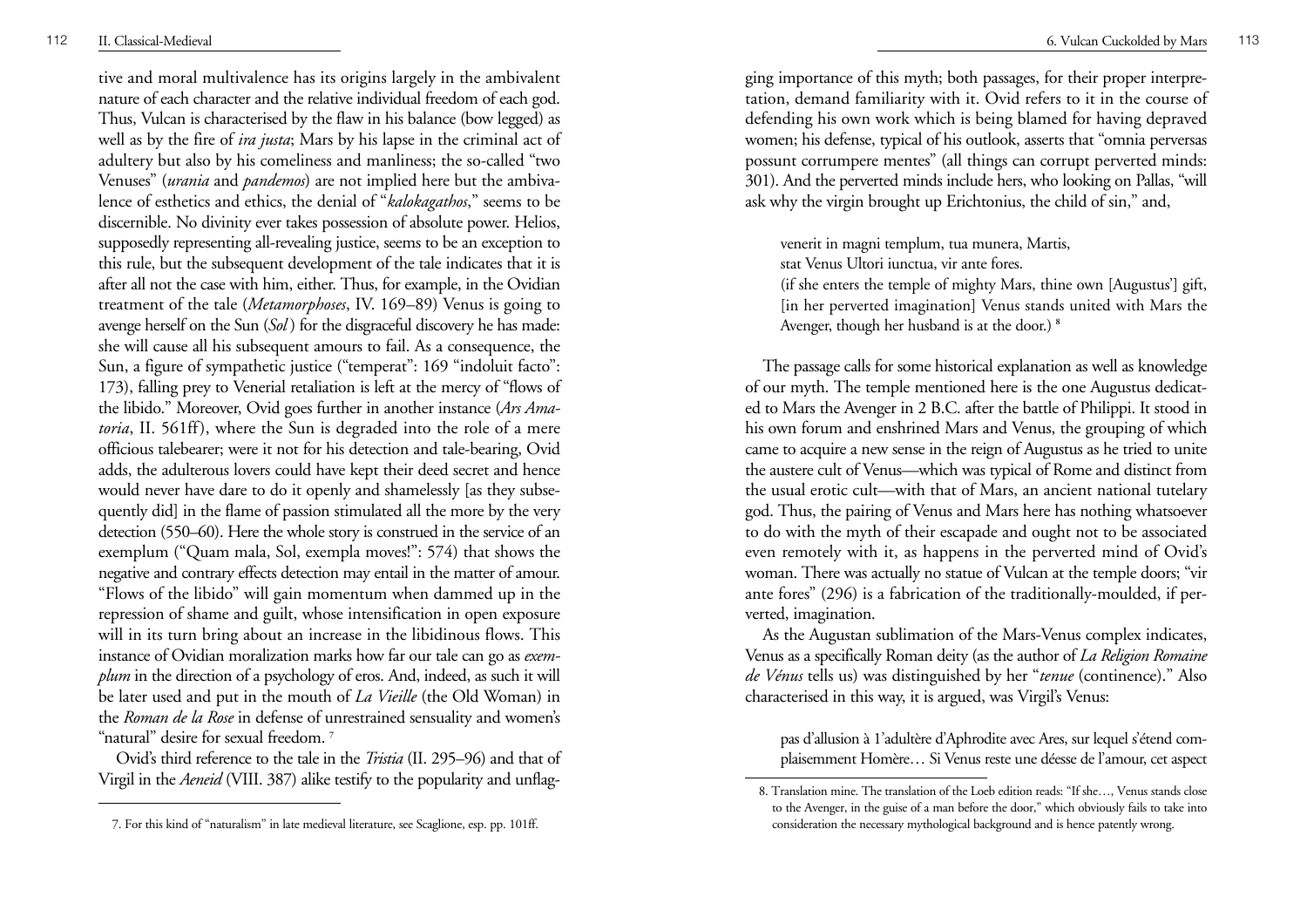tive and moral multivalence has its origins largely in the ambivalent nature of each character and the relative individual freedom of each god. Thus, Vulcan is characterised by the flaw in his balance (bow legged) as well as by the fire of *ira justa*; Mars by his lapse in the criminal act of adultery but also by his comeliness and manliness; the so-called "two Venuses" (*urania* and *pandemos*) are not implied here but the ambivalence of esthetics and ethics, the denial of "*kalokagathos*," seems to be discernible. No divinity ever takes possession of absolute power. Helios, supposedly representing all-revealing justice, seems to be an exception to this rule, but the subsequent development of the tale indicates that it is after all not the case with him, either. Thus, for example, in the Ovidian treatment of the tale (*Metamorphoses*, IV. 169–89) Venus is going to avenge herself on the Sun (*Sol*) for the disgraceful discovery he has made: she will cause all his subsequent amours to fail. As a consequence, the Sun, a figure of sympathetic justice ("temperat": 169 "indoluit facto": 173), falling prey to Venerial retaliation is left at the mercy of "flows of the libido." Moreover, Ovid goes further in another instance (*Ars Amatoria*, II. 561ff), where the Sun is degraded into the role of a mere officious talebearer; were it not for his detection and tale-bearing, Ovid adds, the adulterous lovers could have kept their deed secret and hence would never have dare to do it openly and shamelessly [as they subsequently did] in the flame of passion stimulated all the more by the very detection (550–60). Here the whole story is construed in the service of an exemplum ("Quam mala, Sol, exempla moves!": 574) that shows the negative and contrary effects detection may entail in the matter of amour. "Flows of the libido" will gain momentum when dammed up in the repression of shame and guilt, whose intensification in open exposure will in its turn bring about an increase in the libidinous flows. This instance of Ovidian moralization marks how far our tale can go as *exemplum* in the direction of a psychology of eros. And, indeed, as such it will be later used and put in the mouth of *La Vieille* (the Old Woman) in the *Roman de la Rose* in defense of unrestrained sensuality and women's "natural" desire for sexual freedom. [7]

Ovid's third reference to the tale in the *Tristia* (II. 295–96) and that of Virgil in the *Aeneid* (VIII. 387) alike testify to the popularity and unflagging importance of this myth; both passages, for their proper interpretation, demand familiarity with it. Ovid refers to it in the course of defending his own work which is being blamed for having depraved women; his defense, typical of his outlook, asserts that "omnia perversas possunt corrumpere mentes" (all things can corrupt perverted minds: 301). And the perverted minds include hers, who looking on Pallas, "will ask why the virgin brought up Erichtonius, the child of sin," and,

> venerit in magni templum, tua munera, Martis,
> stat Venus Ultori iunctua, vir ante fores.
> (if she enters the temple of mighty Mars, thine own [Augustus'] gift, [in her perverted imagination] Venus stands united with Mars the Avenger, though her husband is at the door.) [8]

The passage calls for some historical explanation as well as knowledge of our myth. The temple mentioned here is the one Augustus dedicated to Mars the Avenger in 2 B.C. after the battle of Philippi. It stood in his own forum and enshrined Mars and Venus, the grouping of which came to acquire a new sense in the reign of Augustus as he tried to unite the austere cult of Venus—which was typical of Rome and distinct from the usual erotic cult—with that of Mars, an ancient national tutelary god. Thus, the pairing of Venus and Mars here has nothing whatsoever to do with the myth of their escapade and ought not to be associated even remotely with it, as happens in the perverted mind of Ovid's woman. There was actually no statue of Vulcan at the temple doors; "vir ante fores" (296) is a fabrication of the traditionally-moulded, if perverted, imagination.

As the Augustan sublimation of the Mars-Venus complex indicates, Venus as a specifically Roman deity (as the author of *La Religion Romaine de Vénus* tells us) was distinguished by her "*tenue* (continence)." Also characterised in this way, it is argued, was Virgil's Venus:

> pas d'allusion à 1'adultère d'Aphrodite avec Ares, sur lequel s'étend complaisemment Homère… Si Venus reste une déesse de l'amour, cet aspect

---

7. For this kind of "naturalism" in late medieval literature, see Scaglione, esp. pp. 101ff.

8. Translation mine. The translation of the Loeb edition reads: "If she…, Venus stands close to the Avenger, in the guise of a man before the door," which obviously fails to take into consideration the necessary mythological background and is hence patently wrong.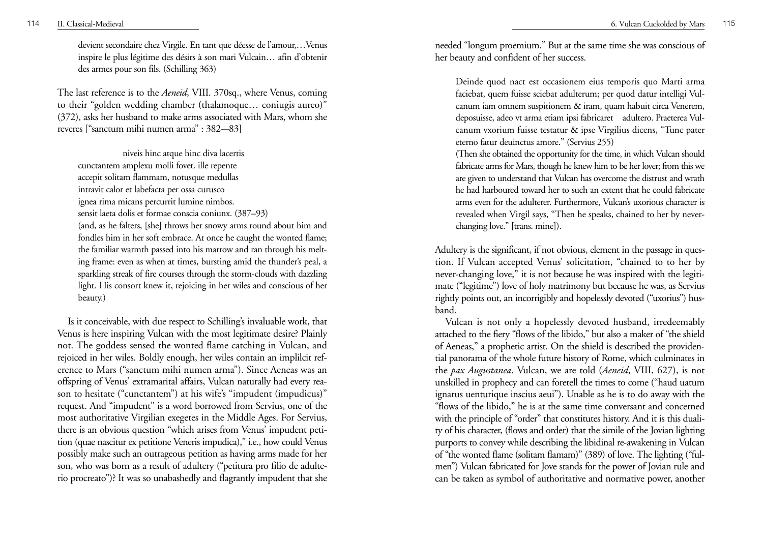> devient secondaire chez Virgile. En tant que déesse de l'amour,…Venus inspire le plus légitime des désirs à son mari Vulcain… afin d'obtenir des armes pour son fils. (Schilling 363)

The last reference is to the *Aeneid*, VIII. 370sq., where Venus, coming to their "golden wedding chamber (thalamoque… coniugis aureo)" (372), asks her husband to make arms associated with Mars, whom she reveres ["sanctum mihi numen arma" : 382–83]

> niveis hinc atque hinc diva lacertis
> cunctantem amplexu molli fovet. ille repente
> accepit solitam flammam, notusque medullas
> intravit calor et labefacta per ossa curusco
> ignea rima micans percurrit lumine nimbos.
> sensit laeta dolis et formae conscia coniunx. (387–93)
>
> (and, as he falters, [she] throws her snowy arms round about him and fondles him in her soft embrace. At once he caught the wonted flame; the familiar warmth passed into his marrow and ran through his melting frame: even as when at times, bursting amid the thunder's peal, a sparkling streak of fire courses through the storm-clouds with dazzling light. His consort knew it, rejoicing in her wiles and conscious of her beauty.)

Is it conceivable, with due respect to Schilling's invaluable work, that Venus is here inspiring Vulcan with the most legitimate desire? Plainly not. The goddess sensed the wonted flame catching in Vulcan, and rejoiced in her wiles. Boldly enough, her wiles contain an implilcit reference to Mars ("sanctum mihi numen arma"). Since Aeneas was an offspring of Venus' extramarital affairs, Vulcan naturally had every reason to hesitate ("cunctantem") at his wife's "impudent (impudicus)" request. And "impudent" is a word borrowed from Servius, one of the most authoritative Virgilian exegetes in the Middle Ages. For Servius, there is an obvious question "which arises from Venus' impudent petition (quae nascitur ex petitione Veneris impudica)," i.e., how could Venus possibly make such an outrageous petition as having arms made for her son, who was born as a result of adultery ("petitura pro filio de adulterio procreato")? It was so unabashedly and flagrantly impudent that she needed "longum proemium." But at the same time she was conscious of her beauty and confident of her success.

> Deinde quod nact est occasionem eius temporis quo Marti arma faciebat, quem fuisse sciebat adulterum; per quod datur intelligi Vulcanum iam omnem suspitionem & iram, quam habuit circa Venerem, deposuisse, adeo vt arma etiam ipsi fabricaret adultero. Praeterea Vulcanum vxorium fuisse testatur & ipse Virgilius dicens, "Tunc pater eterno fatur deuinctus amore." (Servius 255)
>
> (Then she obtained the opportunity for the time, in which Vulcan should fabricate arms for Mars, though he knew him to be her lover; from this we are given to understand that Vulcan has overcome the distrust and wrath he had harboured toward her to such an extent that he could fabricate arms even for the adulterer. Furthermore, Vulcan's uxorious character is revealed when Virgil says, "Then he speaks, chained to her by never-changing love." [trans. mine]).

Adultery is the significant, if not obvious, element in the passage in question. If Vulcan accepted Venus' solicitation, "chained to to her by never-changing love," it is not because he was inspired with the legitimate ("legitime") love of holy matrimony but because he was, as Servius rightly points out, an incorrigibly and hopelessly devoted ("uxorius") husband.

Vulcan is not only a hopelessly devoted husband, irredeemably attached to the fiery "flows of the libido," but also a maker of "the shield of Aeneas," a prophetic artist. On the shield is described the providential panorama of the whole future history of Rome, which culminates in the *pax Augustanea*. Vulcan, we are told (*Aeneid*, VIII, 627), is not unskilled in prophecy and can foretell the times to come ("haud uatum ignarus uenturique inscius aeui"). Unable as he is to do away with the "flows of the libido," he is at the same time conversant and concerned with the principle of "order" that constitutes history. And it is this duality of his character, (flows and order) that the simile of the Jovian lighting purports to convey while describing the libidinal re-awakening in Vulcan of "the wonted flame (solitam flamam)" (389) of love. The lighting ("fulmen") Vulcan fabricated for Jove stands for the power of Jovian rule and can be taken as symbol of authoritative and normative power, another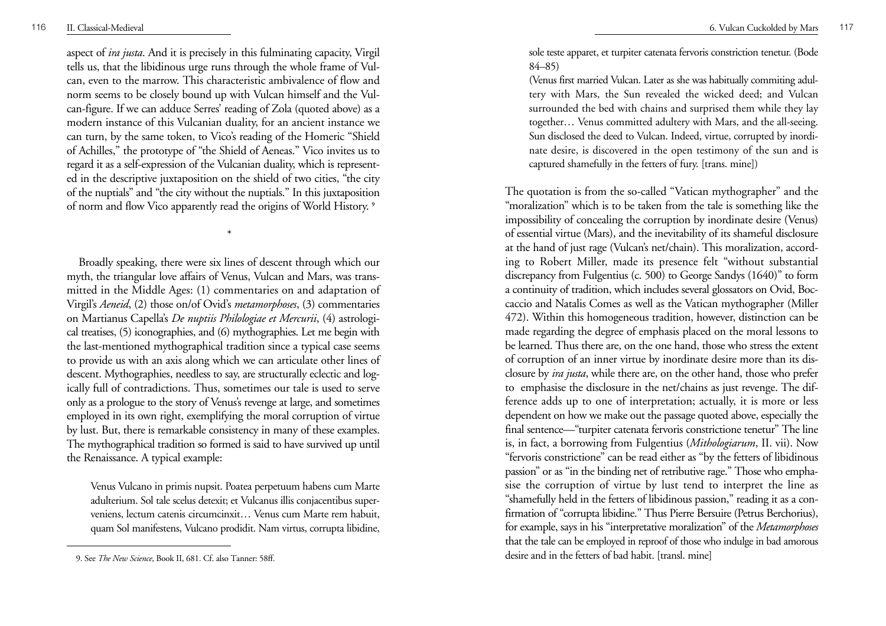aspect of *ira justa*. And it is precisely in this fulminating capacity, Virgil tells us, that the libidinous urge runs through the whole frame of Vulcan, even to the marrow. This characteristic ambivalence of flow and norm seems to be closely bound up with Vulcan himself and the Vulcan-figure. If we can adduce Serres' reading of Zola (quoted above) as a modern instance of this Vulcanian duality, for an ancient instance we can turn, by the same token, to Vico's reading of the Homeric "Shield of Achilles," the prototype of "the Shield of Aeneas." Vico invites us to regard it as a self-expression of the Vulcanian duality, which is represented in the descriptive juxtaposition on the shield of two cities, "the city of the nuptials" and "the city without the nuptials." In this juxtaposition of norm and flow Vico apparently read the origins of World History. [9]

*

Broadly speaking, there were six lines of descent through which our myth, the triangular love affairs of Venus, Vulcan and Mars, was transmitted in the Middle Ages: (1) commentaries on and adaptation of Virgil's *Aeneid*, (2) those on/of Ovid's *metamorphoses*, (3) commentaries on Martianus Capella's *De nuptiis Philologiae et Mercurii*, (4) astrological treatises, (5) iconographies, and (6) mythographies. Let me begin with the last-mentioned mythographical tradition since a typical case seems to provide us with an axis along which we can articulate other lines of descent. Mythographies, needless to say, are structurally eclectic and logically full of contradictions. Thus, sometimes our tale is used to serve only as a prologue to the story of Venus's revenge at large, and sometimes employed in its own right, exemplifying the moral corruption of virtue by lust. But, there is remarkable consistency in many of these examples. The mythographical tradition so formed is said to have survived up until the Renaissance. A typical example:

> Venus Vulcano in primis nupsit. Poatea perpetuum habens cum Marte adulterium. Sol tale scelus detexit; et Vulcanus illis conjacentibus superveniens, lectum catenis circumcinxit… Venus cum Marte rem habuit, quam Sol manifestens, Vulcano prodidit. Nam virtus, corrupta libidine, sole teste apparet, et turpiter catenata fervoris constriction tenetur. (Bode 84–85)
>
> (Venus first married Vulcan. Later as she was habitually commiting adultery with Mars, the Sun revealed the wicked deed; and Vulcan surrounded the bed with chains and surprised them while they lay together… Venus committed adultery with Mars, and the all-seeing. Sun disclosed the deed to Vulcan. Indeed, virtue, corrupted by inordinate desire, is discovered in the open testimony of the sun and is captured shamefully in the fetters of fury. [trans. mine])

The quotation is from the so-called "Vatican mythographer" and the "moralization" which is to be taken from the tale is something like the impossibility of concealing the corruption by inordinate desire (Venus) of essential virtue (Mars), and the inevitability of its shameful disclosure at the hand of just rage (Vulcan's net/chain). This moralization, according to Robert Miller, made its presence felt "without substantial discrepancy from Fulgentius (c. 500) to George Sandys (1640)" to form a continuity of tradition, which includes several glossators on Ovid, Boccaccio and Natalis Comes as well as the Vatican mythographer (Miller 472). Within this homogeneous tradition, however, distinction can be made regarding the degree of emphasis placed on the moral lessons to be learned. Thus there are, on the one hand, those who stress the extent of corruption of an inner virtue by inordinate desire more than its disclosure by *ira justa*, while there are, on the other hand, those who prefer to emphasise the disclosure in the net/chains as just revenge. The difference adds up to one of interpretation; actually, it is more or less dependent on how we make out the passage quoted above, especially the final sentence—"turpiter catenata fervoris constrictione tenetur" The line is, in fact, a borrowing from Fulgentius (*Mithologiarum*, II. vii). Now "fervoris constrictione" can be read either as "by the fetters of libidinous passion" or as "in the binding net of retributive rage." Those who emphasise the corruption of virtue by lust tend to interpret the line as "shamefully held in the fetters of libidinous passion," reading it as a confirmation of "corrupta libidine." Thus Pierre Bersuire (Petrus Berchorius), for example, says in his "interpretative moralization" of the *Metamorphoses* that the tale can be employed in reproof of those who indulge in bad amorous desire and in the fetters of bad habit. [transl. mine]

---

9. See *The New Science*, Book II, 681. Cf. also Tanner: 58ff.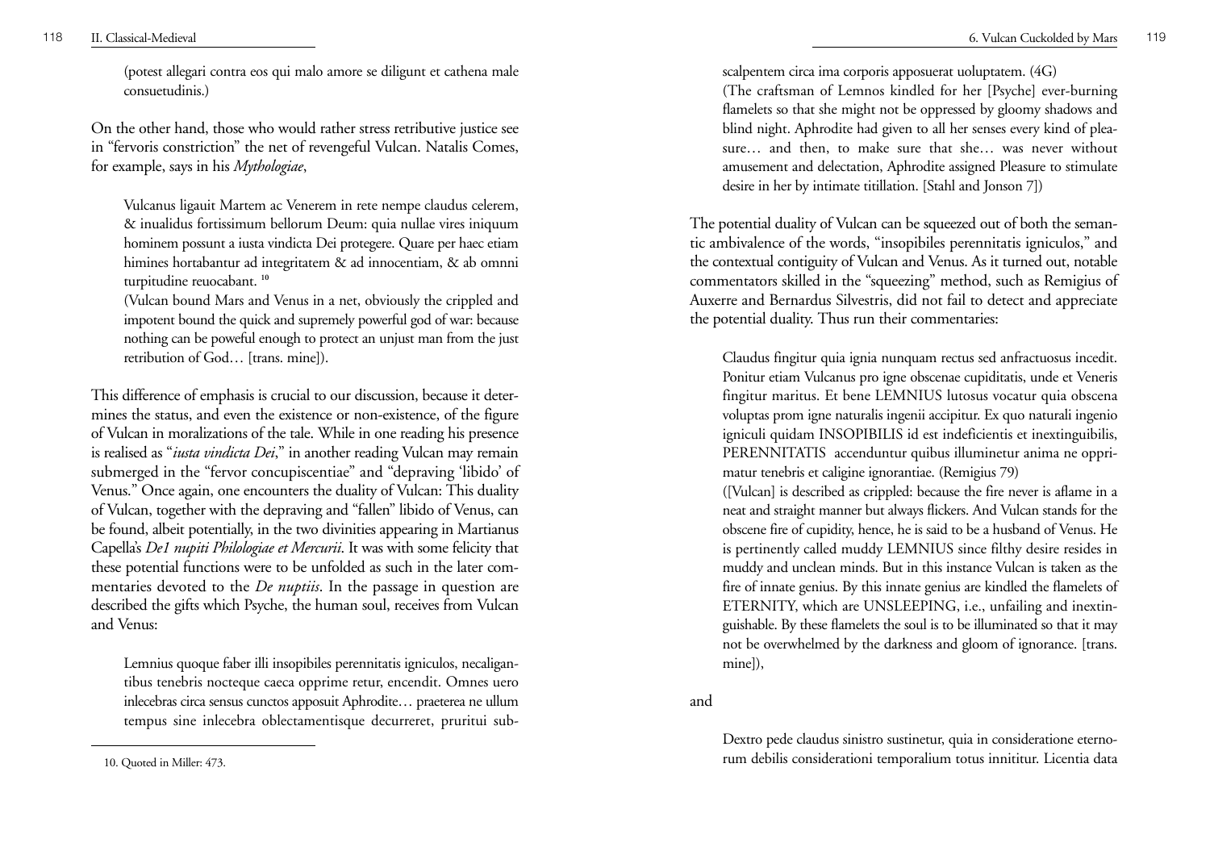(potest allegari contra eos qui malo amore se diligunt et cathena male consuetudinis.)

On the other hand, those who would rather stress retributive justice see in "fervoris constriction" the net of revengeful Vulcan. Natalis Comes, for example, says in his *Mythologiae*,

> Vulcanus ligauit Martem ac Venerem in rete nempe claudus celerem, & inualidus fortissimum bellorum Deum: quia nullae vires iniquum hominem possunt a iusta vindicta Dei protegere. Quare per haec etiam himines hortabantur ad integritatem & ad innocentiam, & ab omnni turpitudine reuocabant. [10]
>
> (Vulcan bound Mars and Venus in a net, obviously the crippled and impotent bound the quick and supremely powerful god of war: because nothing can be poweful enough to protect an unjust man from the just retribution of God… [trans. mine]).

This difference of emphasis is crucial to our discussion, because it determines the status, and even the existence or non-existence, of the figure of Vulcan in moralizations of the tale. While in one reading his presence is realised as "*iusta vindicta Dei*," in another reading Vulcan may remain submerged in the "fervor concupiscentiae" and "depraving 'libido' of Venus." Once again, one encounters the duality of Vulcan: This duality of Vulcan, together with the depraving and "fallen" libido of Venus, can be found, albeit potentially, in the two divinities appearing in Martianus Capella's *De1 nupiti Philologiae et Mercurii*. It was with some felicity that these potential functions were to be unfolded as such in the later commentaries devoted to the *De nuptiis*. In the passage in question are described the gifts which Psyche, the human soul, receives from Vulcan and Venus:

> Lemnius quoque faber illi insopibiles perennitatis igniculos, necaligantibus tenebris nocteque caeca opprime retur, encendit. Omnes uero inlecebras circa sensus cunctos apposuit Aphrodite… praeterea ne ullum tempus sine inlecebra oblectamentisque decurreret, prurituі subscalpentem circa ima corporis apposuerat uoluptatem. (4G)
>
> (The craftsman of Lemnos kindled for her [Psyche] ever-burning flamelets so that she might not be oppressed by gloomy shadows and blind night. Aphrodite had given to all her senses every kind of pleasure… and then, to make sure that she… was never without amusement and delectation, Aphrodite assigned Pleasure to stimulate desire in her by intimate titillation. [Stahl and Jonson 7])

The potential duality of Vulcan can be squeezed out of both the semantic ambivalence of the words, "insopibiles perennitatis igniculos," and the contextual contiguity of Vulcan and Venus. As it turned out, notable commentators skilled in the "squeezing" method, such as Remigius of Auxerre and Bernardus Silvestris, did not fail to detect and appreciate the potential duality. Thus run their commentaries:

> Claudus fingitur quia ignia nunquam rectus sed anfractuosus incedit. Ponitur etiam Vulcanus pro igne obscenae cupiditatis, unde et Veneris fingitur maritus. Et bene LEMNIUS lutosus vocatur quia obscena voluptas prom igne naturalis ingenii accipitur. Ex quo naturali ingenio igniculi quidam INSOPIBILIS id est indeficientis et inextinguibilis, PERENNITATIS accenduntur quibus illuminetur anima ne opprimatur tenebris et caligine ignorantiae. (Remigius 79)
>
> ([Vulcan] is described as crippled: because the fire never is aflame in a neat and straight manner but always flickers. And Vulcan stands for the obscene fire of cupidity, hence, he is said to be a husband of Venus. He is pertinently called muddy LEMNIUS since filthy desire resides in muddy and unclean minds. But in this instance Vulcan is taken as the fire of innate genius. By this innate genius are kindled the flamelets of ETERNITY, which are UNSLEEPING, i.e., unfailing and inextinguishable. By these flamelets the soul is to be illuminated so that it may not be overwhelmed by the darkness and gloom of ignorance. [trans. mine]),

and

> Dextro pede claudus sinistro sustinetur, quia in consideratione eternorum debilis considerationi temporalium totus innititur. Licentia data

10. Quoted in Miller: 473.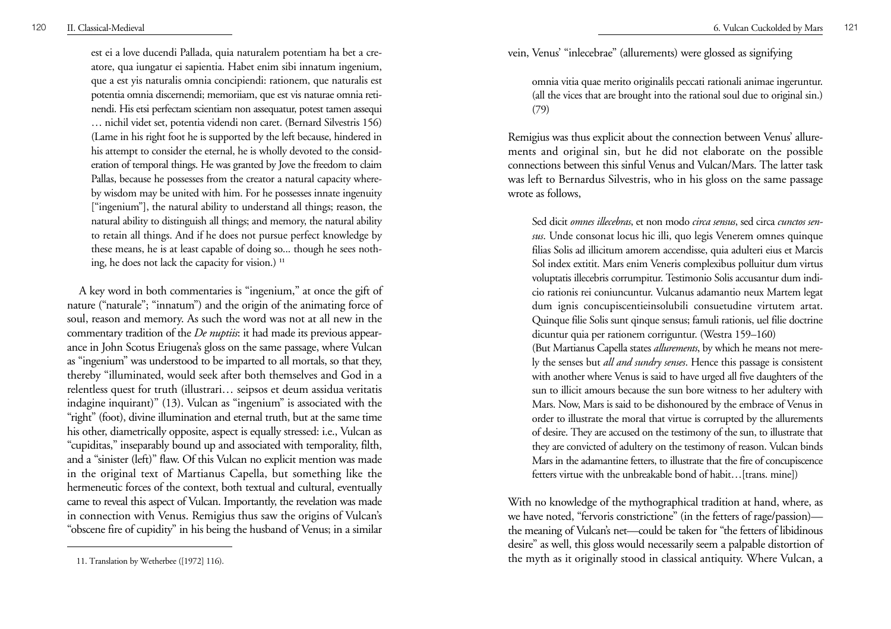est ei a love ducendi Pallada, quia naturalem potentiam ha bet a creatore, qua iungatur ei sapientia. Habet enim sibi innatum ingenium, que a est yis naturalis omnia concipiendi: rationem, que naturalis est potentia omnia discernendi; memoriiam, que est vis naturae omnia retinendi. His etsi perfectam scientiam non assequatur, potest tamen assequi … nichil videt set, potentia videndi non caret. (Bernard Silvestris 156) (Lame in his right foot he is supported by the left because, hindered in his attempt to consider the eternal, he is wholly devoted to the consideration of temporal things. He was granted by Jove the freedom to claim Pallas, because he possesses from the creator a natural capacity whereby wisdom may be united with him. For he possesses innate ingenuity ["ingenium"], the natural ability to understand all things; reason, the natural ability to distinguish all things; and memory, the natural ability to retain all things. And if he does not pursue perfect knowledge by these means, he is at least capable of doing so... though he sees nothing, he does not lack the capacity for vision.) [11]

A key word in both commentaries is "ingenium," at once the gift of nature ("naturale"; "innatum") and the origin of the animating force of soul, reason and memory. As such the word was not at all new in the commentary tradition of the *De nuptiis*: it had made its previous appearance in John Scotus Eriugena's gloss on the same passage, where Vulcan as "ingenium" was understood to be imparted to all mortals, so that they, thereby "illuminated, would seek after both themselves and God in a relentless quest for truth (illustrari… seipsos et deum assidua veritatis indagine inquirant)" (13). Vulcan as "ingenium" is associated with the "right" (foot), divine illumination and eternal truth, but at the same time his other, diametrically opposite, aspect is equally stressed: i.e., Vulcan as "cupiditas," inseparably bound up and associated with temporality, filth, and a "sinister (left)" flaw. Of this Vulcan no explicit mention was made in the original text of Martianus Capella, but something like the hermeneutic forces of the context, both textual and cultural, eventually came to reveal this aspect of Vulcan. Importantly, the revelation was made in connection with Venus. Remigius thus saw the origins of Vulcan's "obscene fire of cupidity" in his being the husband of Venus; in a similar vein, Venus' "inlecebrae" (allurements) were glossed as signifying

> omnia vitia quae merito originalils peccati rationali animae ingeruntur. (all the vices that are brought into the rational soul due to original sin.) (79)

Remigius was thus explicit about the connection between Venus' allurements and original sin, but he did not elaborate on the possible connections between this sinful Venus and Vulcan/Mars. The latter task was left to Bernardus Silvestris, who in his gloss on the same passage wrote as follows,

> Sed dicit *omnes illecebras*, et non modo *circa sensus*, sed circa *cunctos sensus*. Unde consonat locus hic illi, quo legis Venerem omnes quinque filias Solis ad illicitum amorem accendisse, quia adulteri eius et Marcis Sol index extitit. Mars enim Veneris complexibus polluitur dum virtus voluptatis illecebris corrumpitur. Testimonio Solis accusantur dum indicio rationis rei coniuncuntur. Vulcanus adamantio neux Martem legat dum ignis concupiscentieinsolubili consuetudine virtutem artat. Quinque filie Solis sunt qinque sensus; famuli rationis, uel filie doctrine dicuntur quia per rationem corriguntur. (Westra 159–160)
>
> (But Martianus Capella states *allurements*, by which he means not merely the senses but *all and sundry senses*. Hence this passage is consistent with another where Venus is said to have urged all five daughters of the sun to illicit amours because the sun bore witness to her adultery with Mars. Now, Mars is said to be dishonoured by the embrace of Venus in order to illustrate the moral that virtue is corrupted by the allurements of desire. They are accused on the testimony of the sun, to illustrate that they are convicted of adultery on the testimony of reason. Vulcan binds Mars in the adamantine fetters, to illustrate that the fire of concupiscence fetters virtue with the unbreakable bond of habit…[trans. mine])

With no knowledge of the mythographical tradition at hand, where, as we have noted, "fervoris constrictione" (in the fetters of rage/passion)—the meaning of Vulcan's net—could be taken for "the fetters of libidinous desire" as well, this gloss would necessarily seem a palpable distortion of the myth as it originally stood in classical antiquity. Where Vulcan, a

11. Translation by Wetherbee ([1972] 116).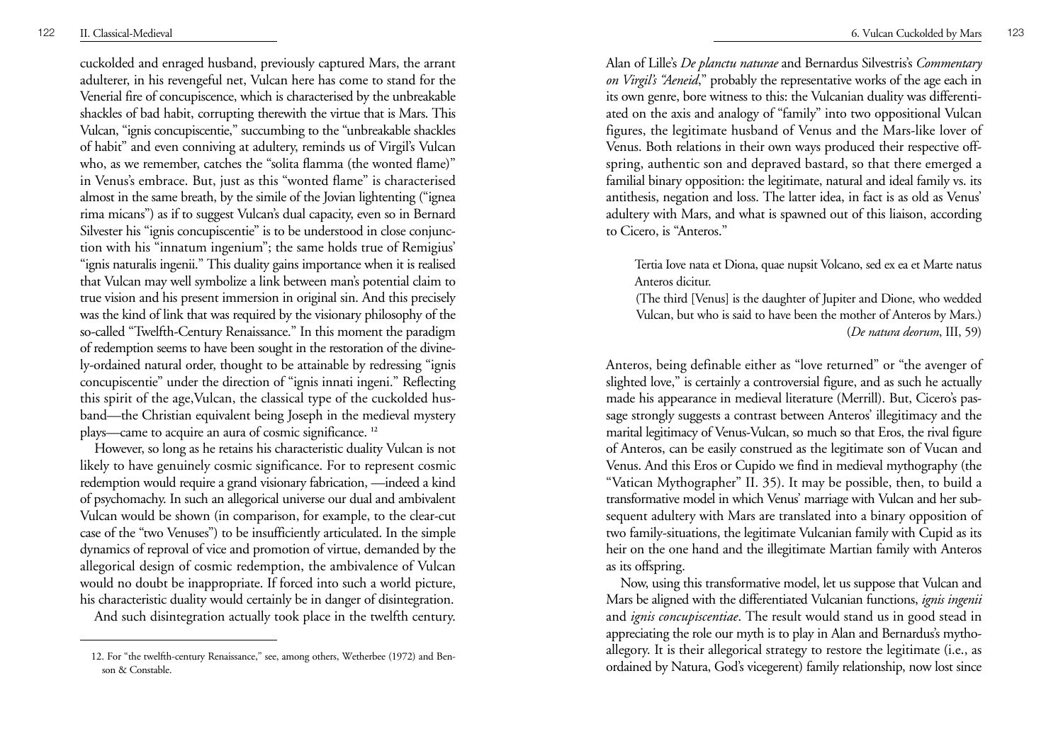cuckolded and enraged husband, previously captured Mars, the arrant adulterer, in his revengeful net, Vulcan here has come to stand for the Venerial fire of concupiscence, which is characterised by the unbreakable shackles of bad habit, corrupting therewith the virtue that is Mars. This Vulcan, "ignis concupiscentie," succumbing to the "unbreakable shackles of habit" and even conniving at adultery, reminds us of Virgil's Vulcan who, as we remember, catches the "solita flamma (the wonted flame)" in Venus's embrace. But, just as this "wonted flame" is characterised almost in the same breath, by the simile of the Jovian lightenting ("ignea rima micans") as if to suggest Vulcan's dual capacity, even so in Bernard Silvester his "ignis concupiscentie" is to be understood in close conjunction with his "innatum ingenium"; the same holds true of Remigius' "ignis naturalis ingenii." This duality gains importance when it is realised that Vulcan may well symbolize a link between man's potential claim to true vision and his present immersion in original sin. And this precisely was the kind of link that was required by the visionary philosophy of the so-called "Twelfth-Century Renaissance." In this moment the paradigm of redemption seems to have been sought in the restoration of the divinely-ordained natural order, thought to be attainable by redressing "ignis concupiscentie" under the direction of "ignis innati ingeni." Reflecting this spirit of the age,Vulcan, the classical type of the cuckolded husband—the Christian equivalent being Joseph in the medieval mystery plays—came to acquire an aura of cosmic significance. [12]

However, so long as he retains his characteristic duality Vulcan is not likely to have genuinely cosmic significance. For to represent cosmic redemption would require a grand visionary fabrication, —indeed a kind of psychomachy. In such an allegorical universe our dual and ambivalent Vulcan would be shown (in comparison, for example, to the clear-cut case of the "two Venuses") to be insufficiently articulated. In the simple dynamics of reproval of vice and promotion of virtue, demanded by the allegorical design of cosmic redemption, the ambivalence of Vulcan would no doubt be inappropriate. If forced into such a world picture, his characteristic duality would certainly be in danger of disintegration.

And such disintegration actually took place in the twelfth century. Alan of Lille's *De planctu naturae* and Bernardus Silvestris's *Commentary on Virgil's "Aeneid*," probably the representative works of the age each in its own genre, bore witness to this: the Vulcanian duality was differentiated on the axis and analogy of "family" into two oppositional Vulcan figures, the legitimate husband of Venus and the Mars-like lover of Venus. Both relations in their own ways produced their respective offspring, authentic son and depraved bastard, so that there emerged a familial binary opposition: the legitimate, natural and ideal family vs. its antithesis, negation and loss. The latter idea, in fact is as old as Venus' adultery with Mars, and what is spawned out of this liaison, according to Cicero, is "Anteros."

> Tertia Iove nata et Diona, quae nupsit Volcano, sed ex ea et Marte natus Anteros dicitur.
>
> (The third [Venus] is the daughter of Jupiter and Dione, who wedded Vulcan, but who is said to have been the mother of Anteros by Mars.)
>
> (*De natura deorum*, III, 59)

Anteros, being definable either as "love returned" or "the avenger of slighted love," is certainly a controversial figure, and as such he actually made his appearance in medieval literature (Merrill). But, Cicero's passage strongly suggests a contrast between Anteros' illegitimacy and the marital legitimacy of Venus-Vulcan, so much so that Eros, the rival figure of Anteros, can be easily construed as the legitimate son of Vucan and Venus. And this Eros or Cupido we find in medieval mythography (the "Vatican Mythographer" II. 35). It may be possible, then, to build a transformative model in which Venus' marriage with Vulcan and her subsequent adultery with Mars are translated into a binary opposition of two family-situations, the legitimate Vulcanian family with Cupid as its heir on the one hand and the illegitimate Martian family with Anteros as its offspring.

Now, using this transformative model, let us suppose that Vulcan and Mars be aligned with the differentiated Vulcanian functions, *ignis ingenii* and *ignis concupiscentiae*. The result would stand us in good stead in appreciating the role our myth is to play in Alan and Bernardus's mytho-allegory. It is their allegorical strategy to restore the legitimate (i.e., as ordained by Natura, God's vicegerent) family relationship, now lost since

12. For "the twelfth-century Renaissance," see, among others, Wetherbee (1972) and Benson & Constable.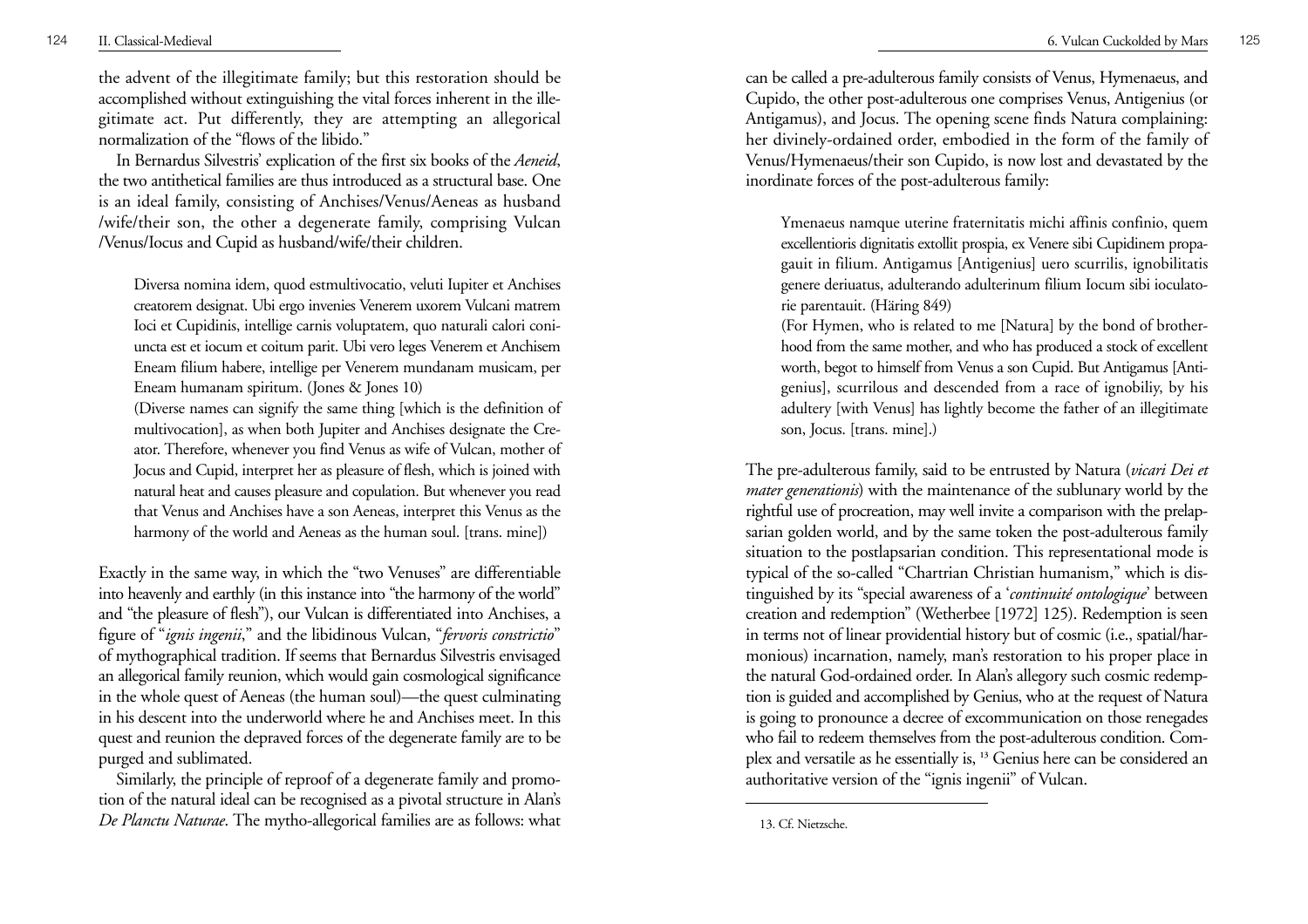the advent of the illegitimate family; but this restoration should be accomplished without extinguishing the vital forces inherent in the illegitimate act. Put differently, they are attempting an allegorical normalization of the "flows of the libido."

In Bernardus Silvestris' explication of the first six books of the *Aeneid*, the two antithetical families are thus introduced as a structural base. One is an ideal family, consisting of Anchises/Venus/Aeneas as husband /wife/their son, the other a degenerate family, comprising Vulcan /Venus/Iocus and Cupid as husband/wife/their children.

> Diversa nomina idem, quod estmultivocatio, veluti Iupiter et Anchises creatorem designat. Ubi ergo invenies Venerem uxorem Vulcani matrem Ioci et Cupidinis, intellige carnis voluptatem, quo naturali calori coniuncta est et iocum et coitum parit. Ubi vero leges Venerem et Anchisem Eneam filium habere, intellige per Venerem mundanam musicam, per Eneam humanam spiritum. (Jones & Jones 10)
>
> (Diverse names can signify the same thing [which is the definition of multivocation], as when both Jupiter and Anchises designate the Creator. Therefore, whenever you find Venus as wife of Vulcan, mother of Jocus and Cupid, interpret her as pleasure of flesh, which is joined with natural heat and causes pleasure and copulation. But whenever you read that Venus and Anchises have a son Aeneas, interpret this Venus as the harmony of the world and Aeneas as the human soul. [trans. mine])

Exactly in the same way, in which the "two Venuses" are differentiable into heavenly and earthly (in this instance into "the harmony of the world" and "the pleasure of flesh"), our Vulcan is differentiated into Anchises, a figure of "*ignis ingenii*," and the libidinous Vulcan, "*fervoris constrictio*" of mythographical tradition. If seems that Bernardus Silvestris envisaged an allegorical family reunion, which would gain cosmological significance in the whole quest of Aeneas (the human soul)—the quest culminating in his descent into the underworld where he and Anchises meet. In this quest and reunion the depraved forces of the degenerate family are to be purged and sublimated.

Similarly, the principle of reproof of a degenerate family and promotion of the natural ideal can be recognised as a pivotal structure in Alan's *De Planctu Naturae*. The mytho-allegorical families are as follows: what can be called a pre-adulterous family consists of Venus, Hymenaeus, and Cupido, the other post-adulterous one comprises Venus, Antigenius (or Antigamus), and Jocus. The opening scene finds Natura complaining: her divinely-ordained order, embodied in the form of the family of Venus/Hymenaeus/their son Cupido, is now lost and devastated by the inordinate forces of the post-adulterous family:

> Ymenaeus namque uterine fraternitatis michi affinis confinio, quem excellentioris dignitatis extollit prospia, ex Venere sibi Cupidinem propagauit in filium. Antigamus [Antigenius] uero scurrilis, ignobilitatis genere deriuatus, adulterando adulterinum filium Iocum sibi ioculatorie parentauit. (Häring 849)
>
> (For Hymen, who is related to me [Natura] by the bond of brotherhood from the same mother, and who has produced a stock of excellent worth, begot to himself from Venus a son Cupid. But Antigamus [Antigenius], scurrilous and descended from a race of ignobiliy, by his adultery [with Venus] has lightly become the father of an illegitimate son, Jocus. [trans. mine].)

The pre-adulterous family, said to be entrusted by Natura (*vicari Dei et mater generationis*) with the maintenance of the sublunary world by the rightful use of procreation, may well invite a comparison with the prelapsarian golden world, and by the same token the post-adulterous family situation to the postlapsarian condition. This representational mode is typical of the so-called "Chartrian Christian humanism," which is distinguished by its "special awareness of a '*continuité ontologique*' between creation and redemption" (Wetherbee [1972] 125). Redemption is seen in terms not of linear providential history but of cosmic (i.e., spatial/harmonious) incarnation, namely, man's restoration to his proper place in the natural God-ordained order. In Alan's allegory such cosmic redemption is guided and accomplished by Genius, who at the request of Natura is going to pronounce a decree of excommunication on those renegades who fail to redeem themselves from the post-adulterous condition. Complex and versatile as he essentially is, [13] Genius here can be considered an authoritative version of the "ignis ingenii" of Vulcan.

---

13. Cf. Nietzsche.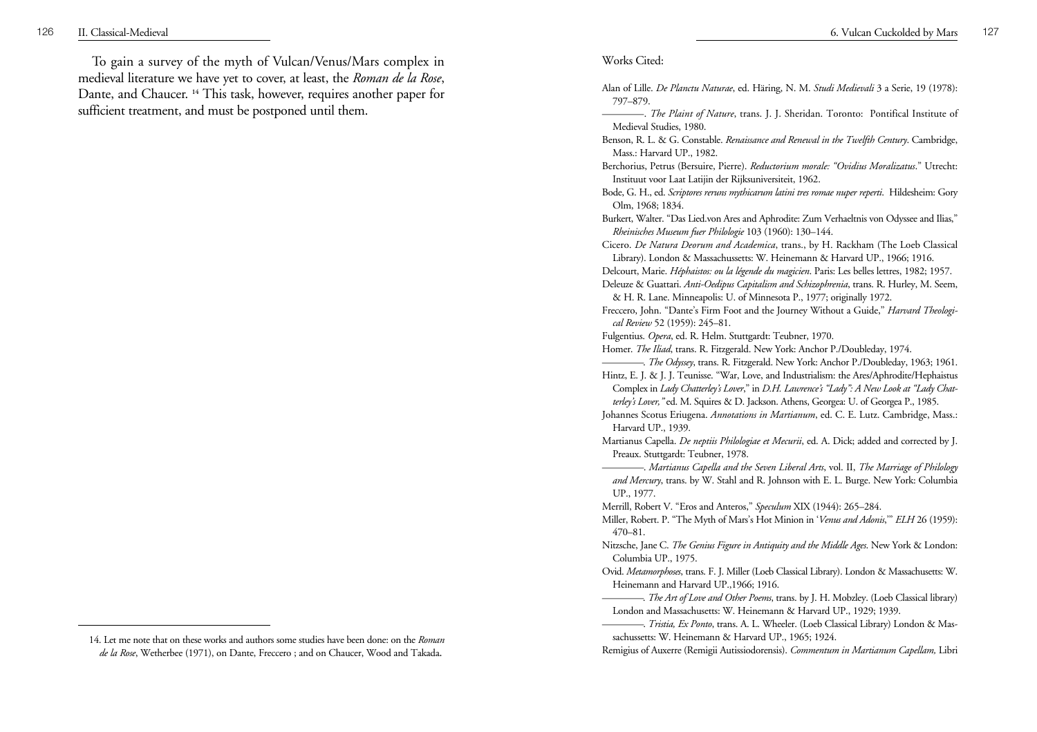To gain a survey of the myth of Vulcan/Venus/Mars complex in medieval literature we have yet to cover, at least, the *Roman de la Rose*, Dante, and Chaucer. [14] This task, however, requires another paper for sufficient treatment, and must be postponed until them.

14. Let me note that on these works and authors some studies have been done: on the *Roman de la Rose*, Wetherbee (1971), on Dante, Freccero ; and on Chaucer, Wood and Takada.

Works Cited:

Alan of Lille. *De Planctu Naturae*, ed. Häring, N. M. *Studi Medievali* 3 a Serie, 19 (1978): 797–879.

————. *The Plaint of Nature*, trans. J. J. Sheridan. Toronto: Pontifical Institute of Medieval Studies, 1980.

Benson, R. L. & G. Constable. *Renaissance and Renewal in the Twelfth Century*. Cambridge, Mass.: Harvard UP., 1982.

Berchorius, Petrus (Bersuire, Pierre). *Reductorium morale: "Ovidius Moralizatus*." Utrecht: Instituut voor Laat Latijin der Rijksuniversiteit, 1962.

Bode, G. H., ed. *Scriptores reruns mythicarum latini tres romae nuper reperti*. Hildesheim: Gory Olm, 1968; 1834.

Burkert, Walter. "Das Lied.von Ares and Aphrodite: Zum Verhaeltnis von Odyssee and Ilias," *Rheinisches Museum fuer Philologie* 103 (1960): 130–144.

Cicero. *De Natura Deorum and Academica*, trans., by H. Rackham (The Loeb Classical Library). London & Massachussetts: W. Heinemann & Harvard UP., 1966; 1916.

Delcourt, Marie. *Héphaistos: ou la légende du magicien*. Paris: Les belles lettres, 1982; 1957.

Deleuze & Guattari. *Anti-Oedipus Capitalism and Schizophrenia*, trans. R. Hurley, M. Seem, & H. R. Lane. Minneapolis: U. of Minnesota P., 1977; originally 1972.

Freccero, John. "Dante's Firm Foot and the Journey Without a Guide," *Harvard Theological Review* 52 (1959): 245–81.

Fulgentius. *Opera*, ed. R. Helm. Stuttgardt: Teubner, 1970.

Homer. *The Iliad*, trans. R. Fitzgerald. New York: Anchor P./Doubleday, 1974.

————. *The Odyssey*, trans. R. Fitzgerald. New York: Anchor P./Doubleday, 1963; 1961.

Hintz, E. J. & J. J. Teunisse. "War, Love, and Industrialism: the Ares/Aphrodite/Hephaistus Complex in *Lady Chatterley's Lover*," in *D.H. Lawrence's "Lady": A New Look at "Lady Chatterley's Lover,"* ed. M. Squires & D. Jackson. Athens, Georgea: U. of Georgea P., 1985.

Johannes Scotus Eriugena. *Annotations in Martianum*, ed. C. E. Lutz. Cambridge, Mass.: Harvard UP., 1939.

Martianus Capella. *De neptiis Philologiae et Mecurii*, ed. A. Dick; added and corrected by J. Preaux. Stuttgardt: Teubner, 1978.

————. *Martianus Capella and the Seven Liberal Arts*, vol. II, *The Marriage of Philology and Mercury*, trans. by W. Stahl and R. Johnson with E. L. Burge. New York: Columbia UP., 1977.

Merrill, Robert V. "Eros and Anteros," *Speculum* XIX (1944): 265–284.

Miller, Robert. P. "The Myth of Mars's Hot Minion in '*Venus and Adonis*,'" *ELH* 26 (1959): 470–81.

Nitzsche, Jane C. *The Genius Figure in Antiquity and the Middle Ages*. New York & London: Columbia UP., 1975.

Ovid. *Metamorphoses*, trans. F. J. Miller (Loeb Classical Library). London & Massachusetts: W. Heinemann and Harvard UP.,1966; 1916.

————. *The Art of Love and Other Poems*, trans. by J. H. Mobzley. (Loeb Classical library) London and Massachusetts: W. Heinemann & Harvard UP., 1929; 1939.

————. *Tristia, Ex Ponto*, trans. A. L. Wheeler. (Loeb Classical Library) London & Massachussetts: W. Heinemann & Harvard UP., 1965; 1924.

Remigius of Auxerre (Remigii Autissiodorensis). *Commentum in Martianum Capellam,* Libri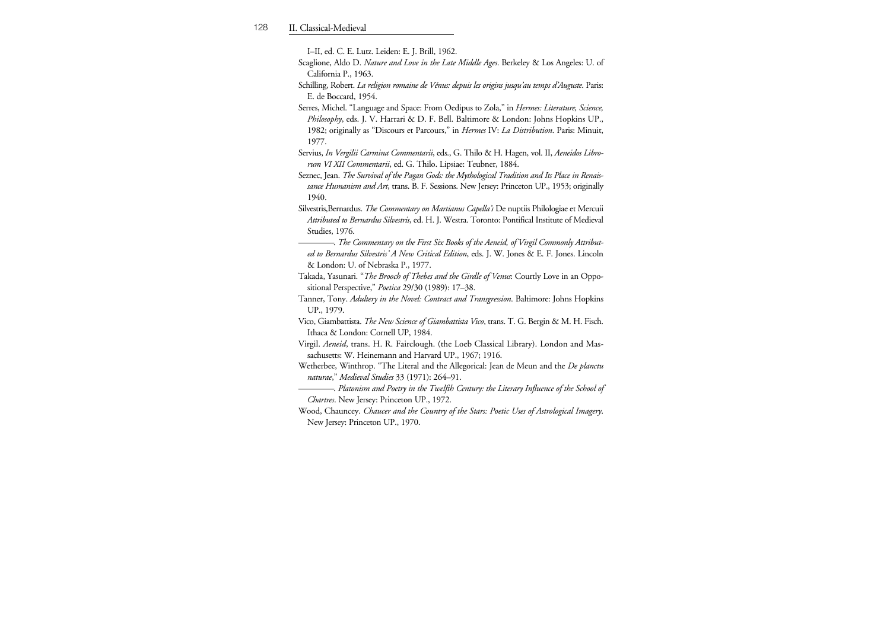I–II, ed. C. E. Lutz. Leiden: E. J. Brill, 1962.

Scaglione, Aldo D. *Nature and Love in the Late Middle Ages*. Berkeley & Los Angeles: U. of California P., 1963.

Schilling, Robert. *La religion romaine de Vénus: depuis les origins jusqu'au temps d'Auguste*. Paris: E. de Boccard, 1954.

Serres, Michel. "Language and Space: From Oedipus to Zola," in *Hermes: Literature, Science, Philosophy*, eds. J. V. Harrari & D. F. Bell. Baltimore & London: Johns Hopkins UP., 1982; originally as "Discours et Parcours," in *Hermes* IV: *La Distribution*. Paris: Minuit, 1977.

Servius, *In Vergilii Carmina Commentarii*, eds., G. Thilo & H. Hagen, vol. II, *Aeneidos Librorum VI XII Commentarii*, ed. G. Thilo. Lipsiae: Teubner, 1884.

Seznec, Jean. *The Survival of the Pagan Gods: the Mythological Tradition and Its Place in Renaissance Humanism and Art*, trans. B. F. Sessions. New Jersey: Princeton UP., 1953; originally 1940.

Silvestris,Bernardus. *The Commentary on Martianus Capella's* De nuptiis Philologiae et Mercuii *Attributed to Bernardus Silvestris*, ed. H. J. Westra. Toronto: Pontifical Institute of Medieval Studies, 1976.

————. *The Commentary on the First Six Books of the Aeneid, of Virgil Commonly Attributed to Bernardus Silvestris' A New Critical Edition*, eds. J. W. Jones & E. F. Jones. Lincoln & London: U. of Nebraska P., 1977.

Takada, Yasunari. "*The Brooch of Thebes and the Girdle of Venus*: Courtly Love in an Oppositional Perspective," *Poetica* 29/30 (1989): 17–38.

Tanner, Tony. *Adultery in the Novel: Contract and Transgression*. Baltimore: Johns Hopkins UP., 1979.

Vico, Giambattista. *The New Science of Giambattista Vico*, trans. T. G. Bergin & M. H. Fisch. Ithaca & London: Cornell UP, 1984.

Virgil. *Aeneid*, trans. H. R. Fairclough. (the Loeb Classical Library). London and Massachusetts: W. Heinemann and Harvard UP., 1967; 1916.

Wetherbee, Winthrop. "The Literal and the Allegorical: Jean de Meun and the *De planctu naturae*," *Medieval Studies* 33 (1971): 264–91.

————. *Platonism and Poetry in the Twelfth Century: the Literary Influence of the School of Chartres*. New Jersey: Princeton UP., 1972.

Wood, Chauncey. *Chaucer and the Country of the Stars: Poetic Uses of Astrological Imagery*. New Jersey: Princeton UP., 1970.